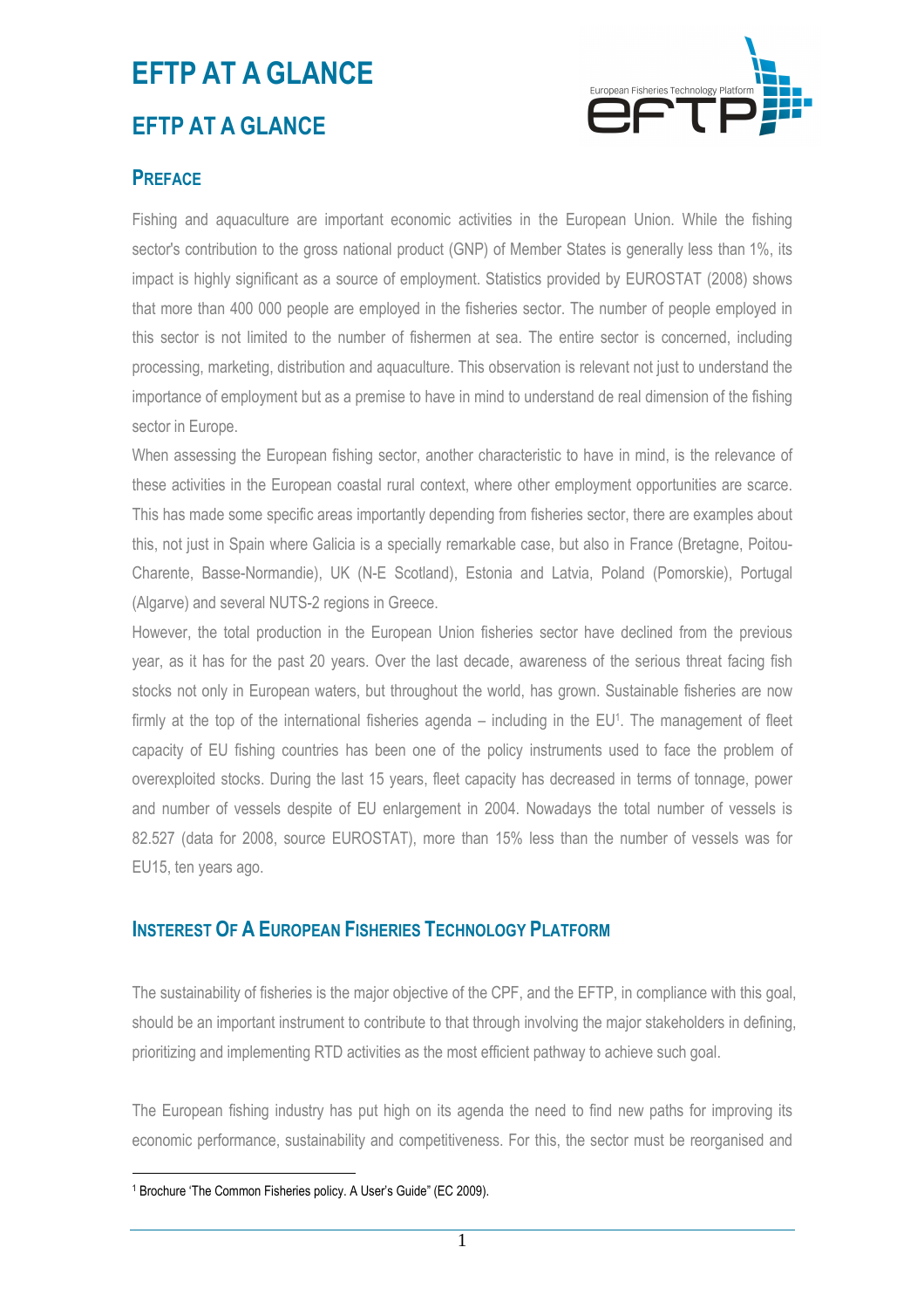# EFTP AT A GLANCE

## EFTP AT A GLANCE

### PREFACE

Fishing and aquaculture are important economic activities in the European Union. While the fishing sector's contribution to the gross national product (GNP) of Member States is generally less than 1%, its impact is highly significant as a source of employment. Statistics provided by EUROSTAT (2008) shows that more than 400 000 people are employed in the fisheries sector. The number of people employed in this sector is not limited to the number of fishermen at sea. The entire sector is concerned, including processing, marketing, distribution and aquaculture. This observation is relevant not just to understand the importance of employment but as a premise to have in mind to understand de real dimension of the fishing sector in Europe.

When assessing the European fishing sector, another characteristic to have in mind, is the relevance of these activities in the European coastal rural context, where other employment opportunities are scarce. This has made some specific areas importantly depending from fisheries sector, there are examples about this, not just in Spain where Galicia is a specially remarkable case, but also in France (Bretagne, Poitou-Charente, Basse-Normandie), UK (N-E Scotland), Estonia and Latvia, Poland (Pomorskie), Portugal (Algarve) and several NUTS-2 regions in Greece.

However, the total production in the European Union fisheries sector have declined from the previous year, as it has for the past 20 years. Over the last decade, awareness of the serious threat facing fish stocks not only in European waters, but throughout the world, has grown. Sustainable fisheries are now firmly at the top of the international fisheries agenda – including in the EU[1]. The management of fleet capacity of EU fishing countries has been one of the policy instruments used to face the problem of overexploited stocks. During the last 15 years, fleet capacity has decreased in terms of tonnage, power and number of vessels despite of EU enlargement in 2004. Nowadays the total number of vessels is 82.527 (data for 2008, source EUROSTAT), more than 15% less than the number of vessels was for EU15, ten years ago.

### INSTEREST OF A EUROPEAN FISHERIES TECHNOLOGY PLATFORM

The sustainability of fisheries is the major objective of the CPF, and the EFTP, in compliance with this goal, should be an important instrument to contribute to that through involving the major stakeholders in defining, prioritizing and implementing RTD activities as the most efficient pathway to achieve such goal.

The European fishing industry has put high on its agenda the need to find new paths for improving its economic performance, sustainability and competitiveness. For this, the sector must be reorganised and

[1] Brochure 'The Common Fisheries policy. A User's Guide" (EC 2009).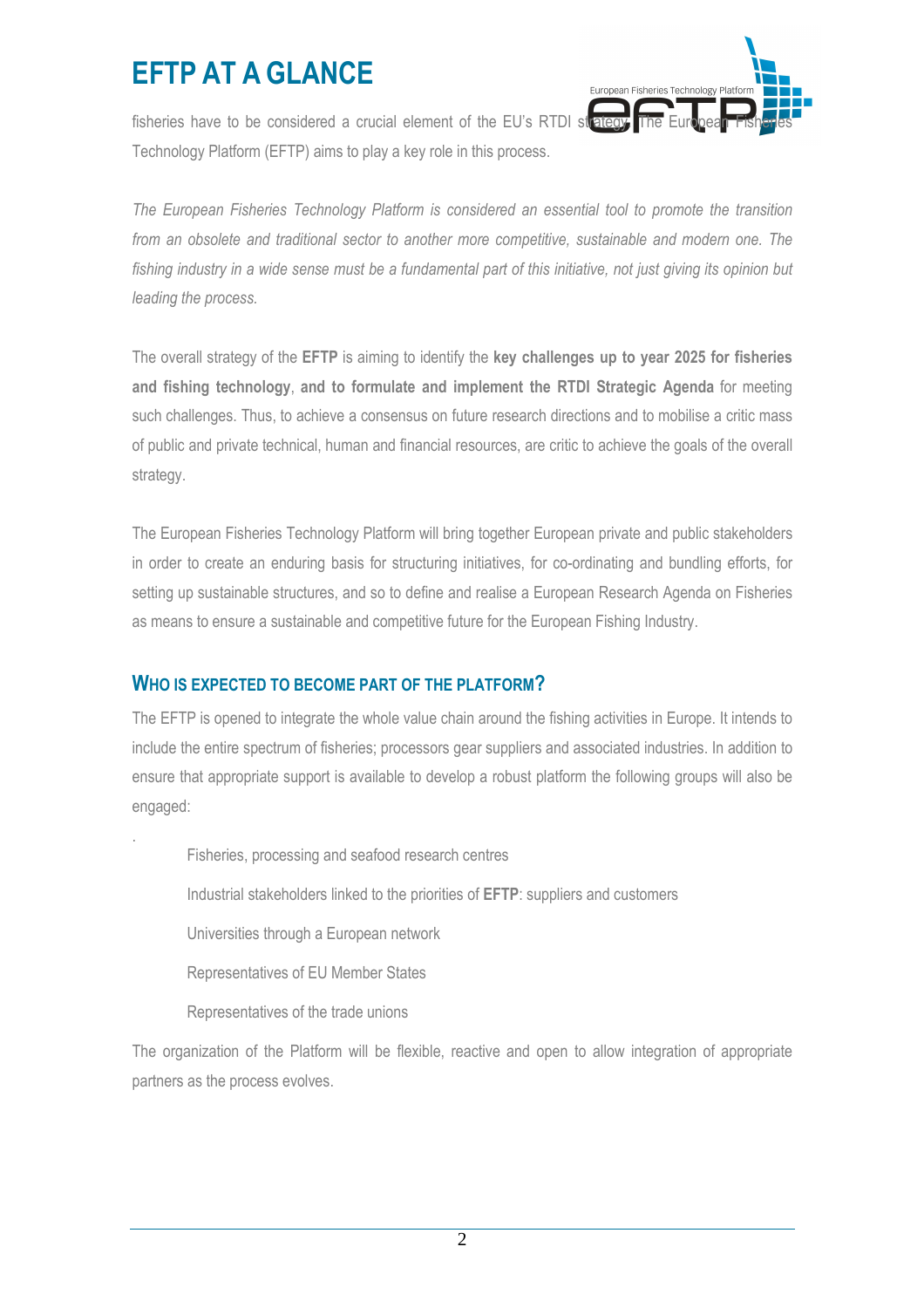# EFTP AT A GLANCE

fisheries have to be considered a crucial element of the EU's RTDI strategy. The European Fisheries Technology Platform (EFTP) aims to play a key role in this process.

*The European Fisheries Technology Platform is considered an essential tool to promote the transition from an obsolete and traditional sector to another more competitive, sustainable and modern one. The fishing industry in a wide sense must be a fundamental part of this initiative, not just giving its opinion but leading the process.*

The overall strategy of the **EFTP** is aiming to identify the **key challenges up to year 2025 for fisheries and fishing technology**, **and to formulate and implement the RTDI Strategic Agenda** for meeting such challenges. Thus, to achieve a consensus on future research directions and to mobilise a critic mass of public and private technical, human and financial resources, are critic to achieve the goals of the overall strategy.

The European Fisheries Technology Platform will bring together European private and public stakeholders in order to create an enduring basis for structuring initiatives, for co-ordinating and bundling efforts, for setting up sustainable structures, and so to define and realise a European Research Agenda on Fisheries as means to ensure a sustainable and competitive future for the European Fishing Industry.

## WHO IS EXPECTED TO BECOME PART OF THE PLATFORM?

The EFTP is opened to integrate the whole value chain around the fishing activities in Europe. It intends to include the entire spectrum of fisheries; processors gear suppliers and associated industries. In addition to ensure that appropriate support is available to develop a robust platform the following groups will also be engaged:

- Fisheries, processing and seafood research centres
- Industrial stakeholders linked to the priorities of **EFTP**: suppliers and customers
- Universities through a European network
- Representatives of EU Member States
- Representatives of the trade unions

The organization of the Platform will be flexible, reactive and open to allow integration of appropriate partners as the process evolves.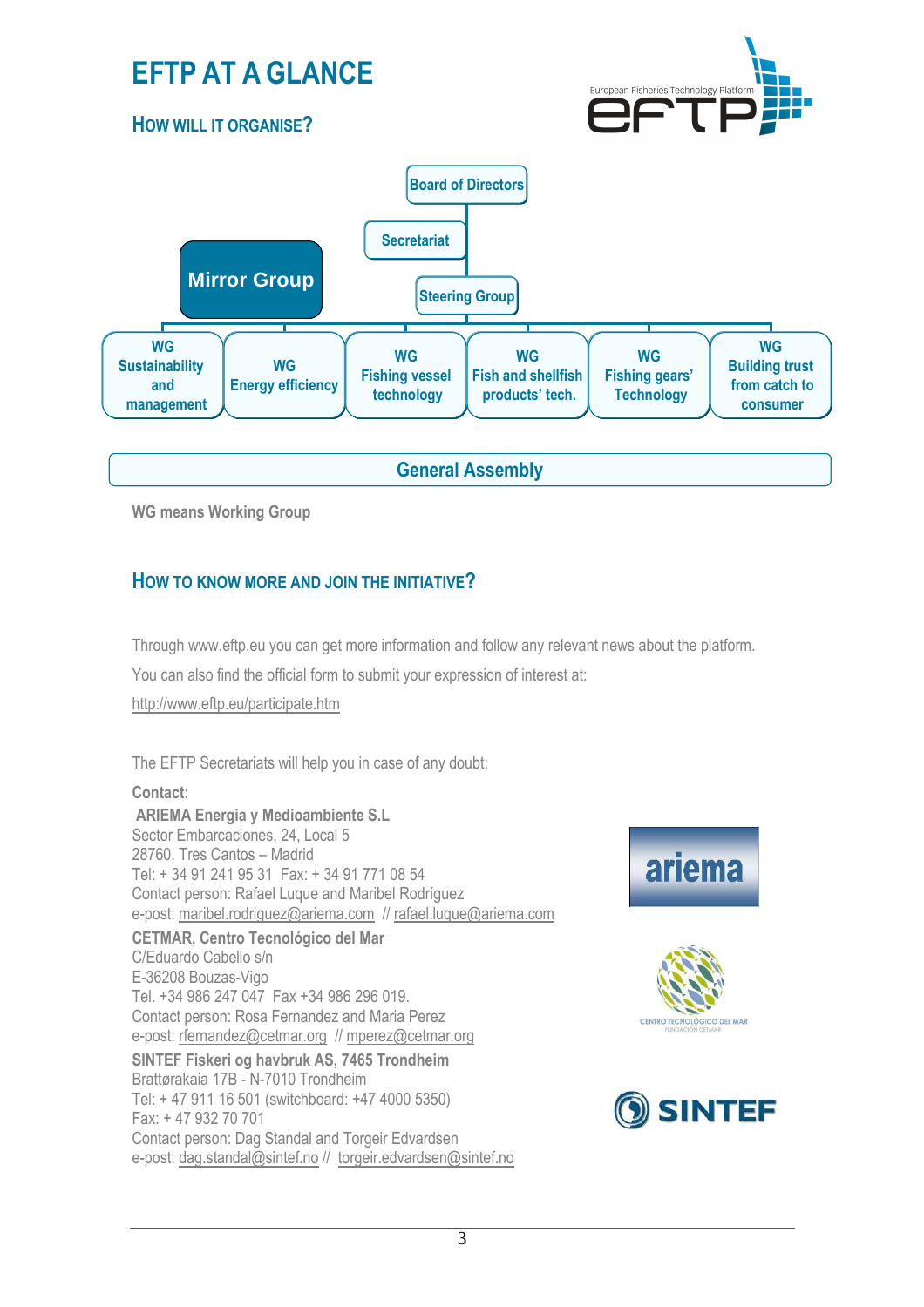# EFTP AT A GLANCE

## HOW WILL IT ORGANISE?

Board of Directors

Secretariat

Mirror Group

Steering Group

WG Sustainability and management

WG Energy efficiency

WG Fishing vessel technology

WG Fish and shellfish products' tech.

WG Fishing gears' Technology

WG Building trust from catch to consumer

General Assembly

WG means Working Group

## HOW TO KNOW MORE AND JOIN THE INITIATIVE?

Through www.eftp.eu you can get more information and follow any relevant news about the platform.

You can also find the official form to submit your expression of interest at:

http://www.eftp.eu/participate.htm

The EFTP Secretariats will help you in case of any doubt:

**Contact:**

**ARIEMA Energia y Medioambiente S.L**
Sector Embarcaciones, 24, Local 5
28760. Tres Cantos – Madrid
Tel: + 34 91 241 95 31 Fax: + 34 91 771 08 54
Contact person: Rafael Luque and Maribel Rodríguez
e-post: maribel.rodriguez@ariema.com // rafael.luque@ariema.com

**CETMAR, Centro Tecnológico del Mar**
C/Eduardo Cabello s/n
E-36208 Bouzas-Vigo
Tel. +34 986 247 047 Fax +34 986 296 019.
Contact person: Rosa Fernandez and Maria Perez
e-post: rfernandez@cetmar.org // mperez@cetmar.org

**SINTEF Fiskeri og havbruk AS, 7465 Trondheim**
Brattørakaia 17B - N-7010 Trondheim
Tel: + 47 911 16 501 (switchboard: +47 4000 5350)
Fax: + 47 932 70 701
Contact person: Dag Standal and Torgeir Edvardsen
e-post: dag.standal@sintef.no // torgeir.edvardsen@sintef.no